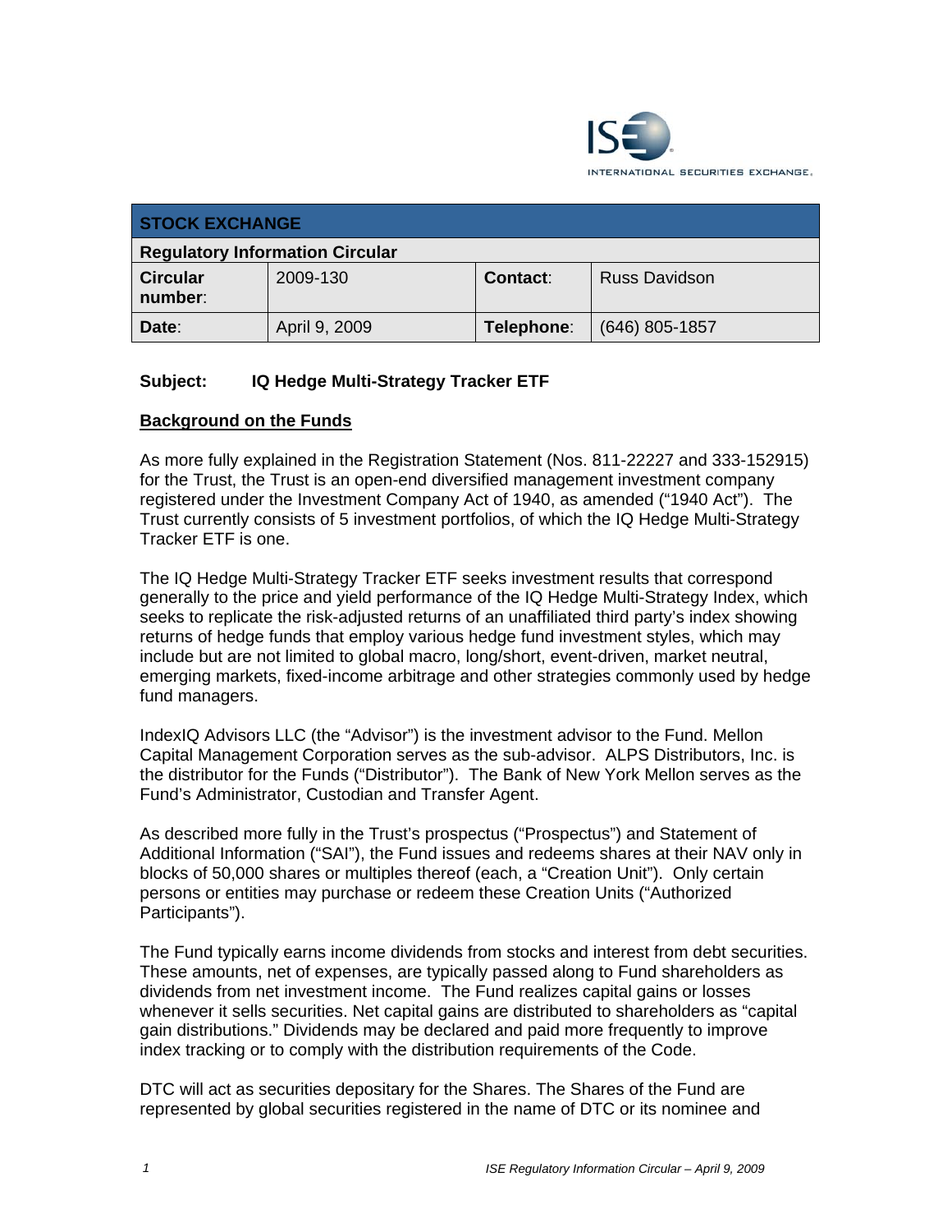INTERNATIONAL SECURITIES EXCHANGE.

| STOCK EXCHANGE | | | |
|---|---|---|---|
| **Regulatory Information Circular** | | | |
| **Circular number**: | 2009-130 | **Contact**: | Russ Davidson |
| **Date**: | April 9, 2009 | **Telephone**: | (646) 805-1857 |

**Subject: IQ Hedge Multi-Strategy Tracker ETF**

**Background on the Funds**

As more fully explained in the Registration Statement (Nos. 811-22227 and 333-152915) for the Trust, the Trust is an open-end diversified management investment company registered under the Investment Company Act of 1940, as amended ("1940 Act"). The Trust currently consists of 5 investment portfolios, of which the IQ Hedge Multi-Strategy Tracker ETF is one.

The IQ Hedge Multi-Strategy Tracker ETF seeks investment results that correspond generally to the price and yield performance of the IQ Hedge Multi-Strategy Index, which seeks to replicate the risk-adjusted returns of an unaffiliated third party's index showing returns of hedge funds that employ various hedge fund investment styles, which may include but are not limited to global macro, long/short, event-driven, market neutral, emerging markets, fixed-income arbitrage and other strategies commonly used by hedge fund managers.

IndexIQ Advisors LLC (the "Advisor") is the investment advisor to the Fund. Mellon Capital Management Corporation serves as the sub-advisor. ALPS Distributors, Inc. is the distributor for the Funds ("Distributor"). The Bank of New York Mellon serves as the Fund's Administrator, Custodian and Transfer Agent.

As described more fully in the Trust's prospectus ("Prospectus") and Statement of Additional Information ("SAI"), the Fund issues and redeems shares at their NAV only in blocks of 50,000 shares or multiples thereof (each, a "Creation Unit"). Only certain persons or entities may purchase or redeem these Creation Units ("Authorized Participants").

The Fund typically earns income dividends from stocks and interest from debt securities. These amounts, net of expenses, are typically passed along to Fund shareholders as dividends from net investment income. The Fund realizes capital gains or losses whenever it sells securities. Net capital gains are distributed to shareholders as "capital gain distributions." Dividends may be declared and paid more frequently to improve index tracking or to comply with the distribution requirements of the Code.

DTC will act as securities depositary for the Shares. The Shares of the Fund are represented by global securities registered in the name of DTC or its nominee and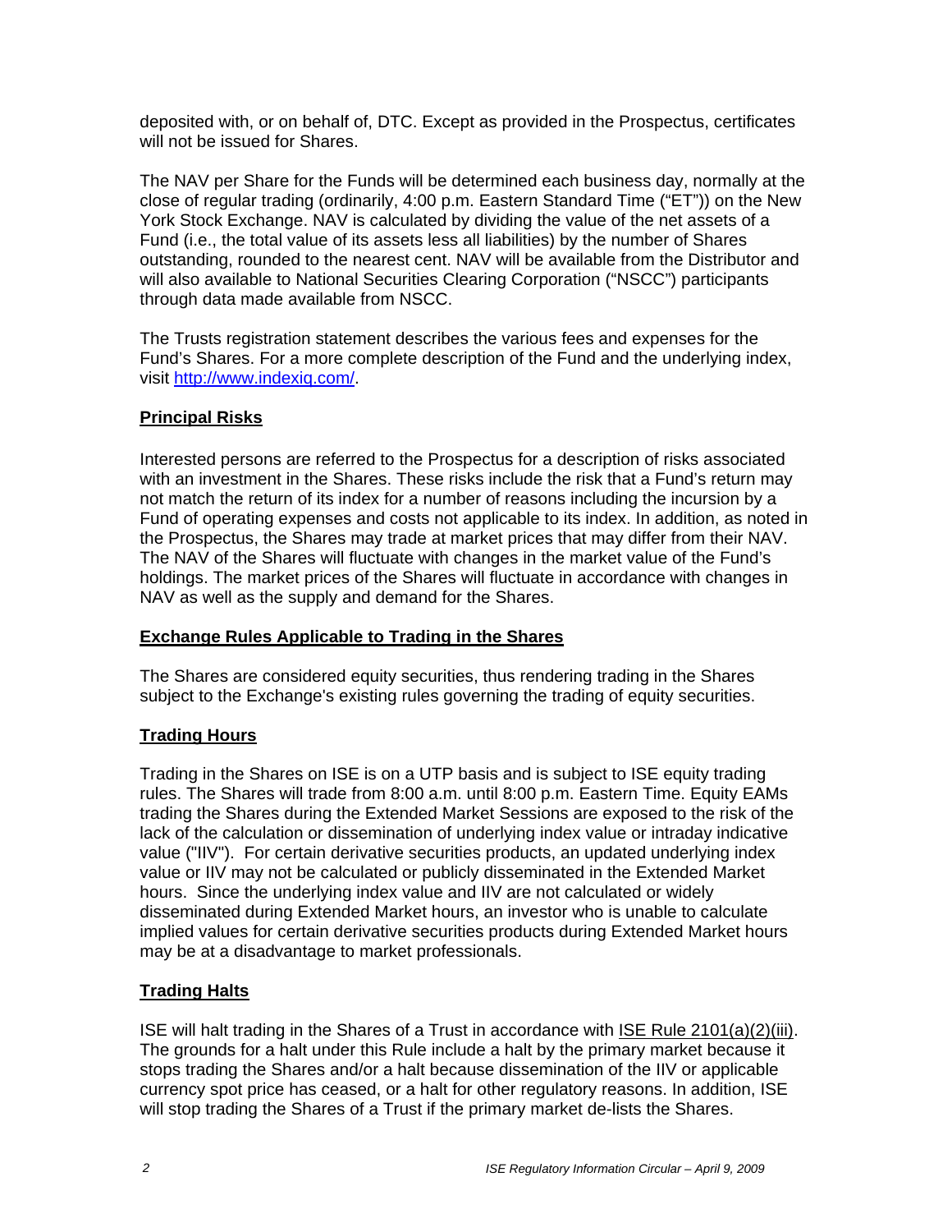deposited with, or on behalf of, DTC. Except as provided in the Prospectus, certificates will not be issued for Shares.

The NAV per Share for the Funds will be determined each business day, normally at the close of regular trading (ordinarily, 4:00 p.m. Eastern Standard Time ("ET")) on the New York Stock Exchange. NAV is calculated by dividing the value of the net assets of a Fund (i.e., the total value of its assets less all liabilities) by the number of Shares outstanding, rounded to the nearest cent. NAV will be available from the Distributor and will also available to National Securities Clearing Corporation ("NSCC") participants through data made available from NSCC.

The Trusts registration statement describes the various fees and expenses for the Fund's Shares. For a more complete description of the Fund and the underlying index, visit [http://www.indexiq.com/](http://www.indexiq.com/).

## Principal Risks

Interested persons are referred to the Prospectus for a description of risks associated with an investment in the Shares. These risks include the risk that a Fund's return may not match the return of its index for a number of reasons including the incursion by a Fund of operating expenses and costs not applicable to its index. In addition, as noted in the Prospectus, the Shares may trade at market prices that may differ from their NAV. The NAV of the Shares will fluctuate with changes in the market value of the Fund's holdings. The market prices of the Shares will fluctuate in accordance with changes in NAV as well as the supply and demand for the Shares.

## Exchange Rules Applicable to Trading in the Shares

The Shares are considered equity securities, thus rendering trading in the Shares subject to the Exchange's existing rules governing the trading of equity securities.

## Trading Hours

Trading in the Shares on ISE is on a UTP basis and is subject to ISE equity trading rules. The Shares will trade from 8:00 a.m. until 8:00 p.m. Eastern Time. Equity EAMs trading the Shares during the Extended Market Sessions are exposed to the risk of the lack of the calculation or dissemination of underlying index value or intraday indicative value ("IIV"). For certain derivative securities products, an updated underlying index value or IIV may not be calculated or publicly disseminated in the Extended Market hours. Since the underlying index value and IIV are not calculated or widely disseminated during Extended Market hours, an investor who is unable to calculate implied values for certain derivative securities products during Extended Market hours may be at a disadvantage to market professionals.

## Trading Halts

ISE will halt trading in the Shares of a Trust in accordance with ISE Rule 2101(a)(2)(iii). The grounds for a halt under this Rule include a halt by the primary market because it stops trading the Shares and/or a halt because dissemination of the IIV or applicable currency spot price has ceased, or a halt for other regulatory reasons. In addition, ISE will stop trading the Shares of a Trust if the primary market de-lists the Shares.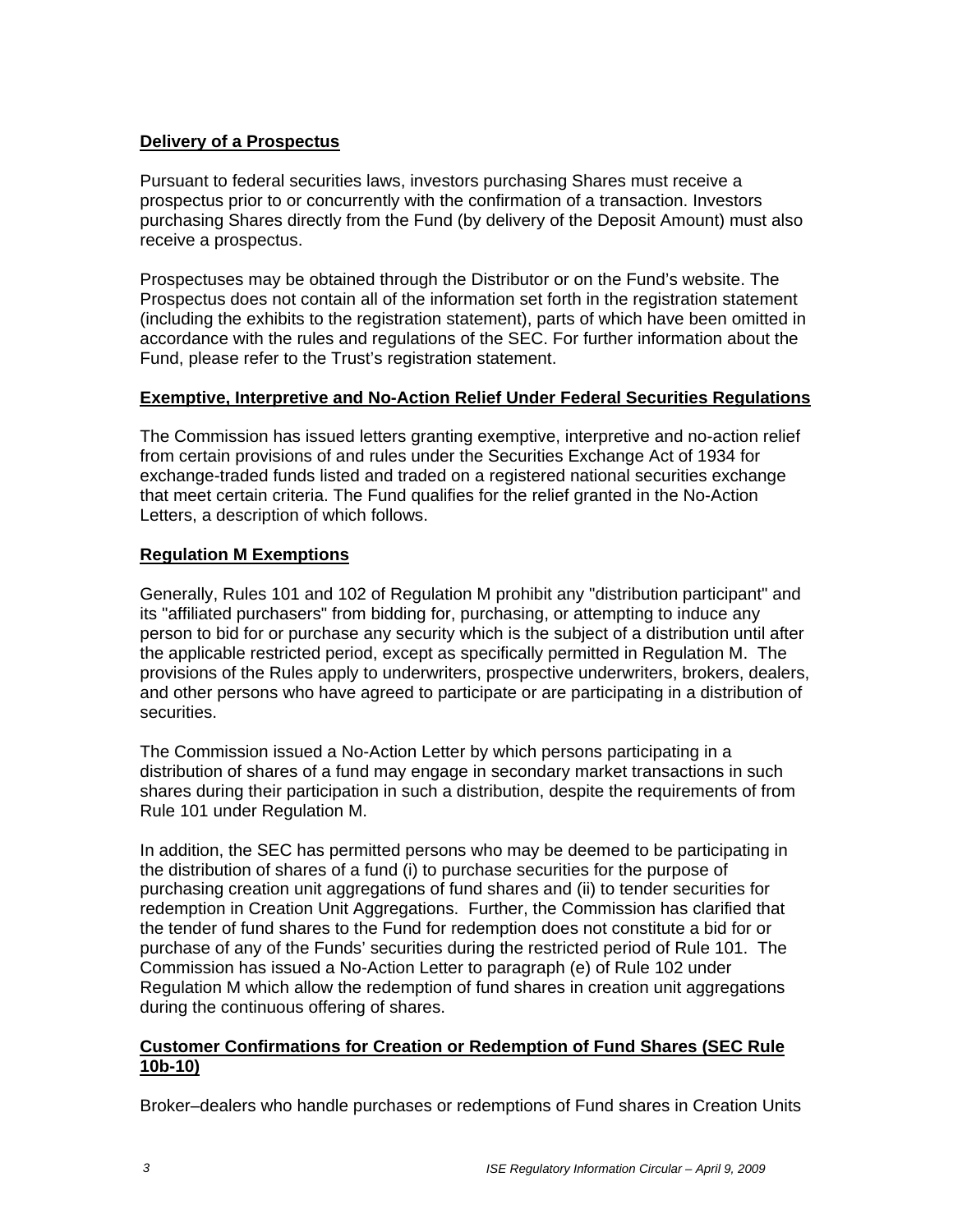## Delivery of a Prospectus

Pursuant to federal securities laws, investors purchasing Shares must receive a prospectus prior to or concurrently with the confirmation of a transaction. Investors purchasing Shares directly from the Fund (by delivery of the Deposit Amount) must also receive a prospectus.

Prospectuses may be obtained through the Distributor or on the Fund's website. The Prospectus does not contain all of the information set forth in the registration statement (including the exhibits to the registration statement), parts of which have been omitted in accordance with the rules and regulations of the SEC. For further information about the Fund, please refer to the Trust's registration statement.

## Exemptive, Interpretive and No-Action Relief Under Federal Securities Regulations

The Commission has issued letters granting exemptive, interpretive and no-action relief from certain provisions of and rules under the Securities Exchange Act of 1934 for exchange-traded funds listed and traded on a registered national securities exchange that meet certain criteria. The Fund qualifies for the relief granted in the No-Action Letters, a description of which follows.

## Regulation M Exemptions

Generally, Rules 101 and 102 of Regulation M prohibit any "distribution participant" and its "affiliated purchasers" from bidding for, purchasing, or attempting to induce any person to bid for or purchase any security which is the subject of a distribution until after the applicable restricted period, except as specifically permitted in Regulation M. The provisions of the Rules apply to underwriters, prospective underwriters, brokers, dealers, and other persons who have agreed to participate or are participating in a distribution of securities.

The Commission issued a No-Action Letter by which persons participating in a distribution of shares of a fund may engage in secondary market transactions in such shares during their participation in such a distribution, despite the requirements of from Rule 101 under Regulation M.

In addition, the SEC has permitted persons who may be deemed to be participating in the distribution of shares of a fund (i) to purchase securities for the purpose of purchasing creation unit aggregations of fund shares and (ii) to tender securities for redemption in Creation Unit Aggregations. Further, the Commission has clarified that the tender of fund shares to the Fund for redemption does not constitute a bid for or purchase of any of the Funds' securities during the restricted period of Rule 101. The Commission has issued a No-Action Letter to paragraph (e) of Rule 102 under Regulation M which allow the redemption of fund shares in creation unit aggregations during the continuous offering of shares.

## Customer Confirmations for Creation or Redemption of Fund Shares (SEC Rule 10b-10)

Broker–dealers who handle purchases or redemptions of Fund shares in Creation Units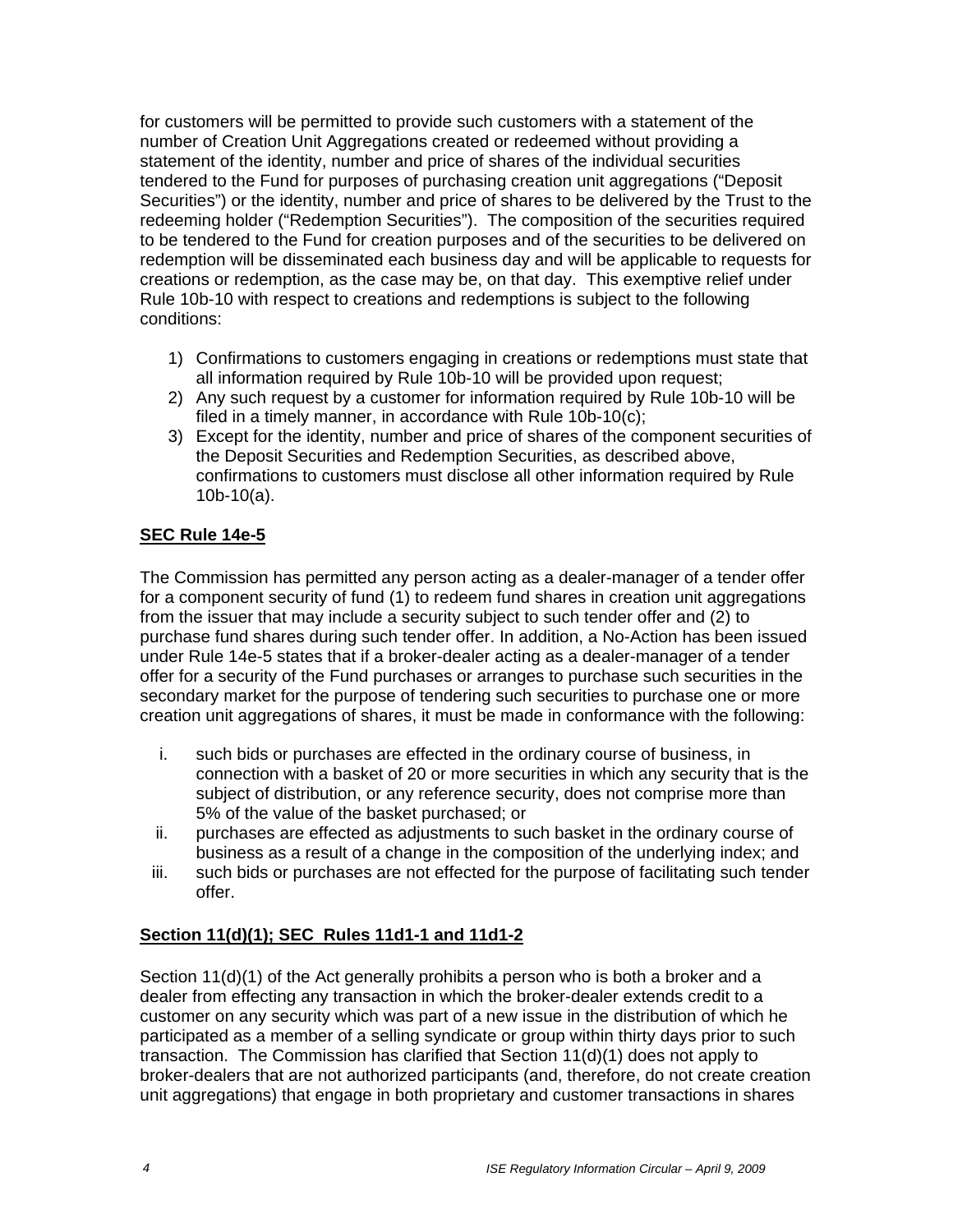for customers will be permitted to provide such customers with a statement of the number of Creation Unit Aggregations created or redeemed without providing a statement of the identity, number and price of shares of the individual securities tendered to the Fund for purposes of purchasing creation unit aggregations ("Deposit Securities") or the identity, number and price of shares to be delivered by the Trust to the redeeming holder ("Redemption Securities"). The composition of the securities required to be tendered to the Fund for creation purposes and of the securities to be delivered on redemption will be disseminated each business day and will be applicable to requests for creations or redemption, as the case may be, on that day. This exemptive relief under Rule 10b-10 with respect to creations and redemptions is subject to the following conditions:

1) Confirmations to customers engaging in creations or redemptions must state that all information required by Rule 10b-10 will be provided upon request;
2) Any such request by a customer for information required by Rule 10b-10 will be filed in a timely manner, in accordance with Rule 10b-10(c);
3) Except for the identity, number and price of shares of the component securities of the Deposit Securities and Redemption Securities, as described above, confirmations to customers must disclose all other information required by Rule 10b-10(a).

**SEC Rule 14e-5**

The Commission has permitted any person acting as a dealer-manager of a tender offer for a component security of fund (1) to redeem fund shares in creation unit aggregations from the issuer that may include a security subject to such tender offer and (2) to purchase fund shares during such tender offer. In addition, a No-Action has been issued under Rule 14e-5 states that if a broker-dealer acting as a dealer-manager of a tender offer for a security of the Fund purchases or arranges to purchase such securities in the secondary market for the purpose of tendering such securities to purchase one or more creation unit aggregations of shares, it must be made in conformance with the following:

i. such bids or purchases are effected in the ordinary course of business, in connection with a basket of 20 or more securities in which any security that is the subject of distribution, or any reference security, does not comprise more than 5% of the value of the basket purchased; or
ii. purchases are effected as adjustments to such basket in the ordinary course of business as a result of a change in the composition of the underlying index; and
iii. such bids or purchases are not effected for the purpose of facilitating such tender offer.

**Section 11(d)(1); SEC Rules 11d1-1 and 11d1-2**

Section 11(d)(1) of the Act generally prohibits a person who is both a broker and a dealer from effecting any transaction in which the broker-dealer extends credit to a customer on any security which was part of a new issue in the distribution of which he participated as a member of a selling syndicate or group within thirty days prior to such transaction. The Commission has clarified that Section 11(d)(1) does not apply to broker-dealers that are not authorized participants (and, therefore, do not create creation unit aggregations) that engage in both proprietary and customer transactions in shares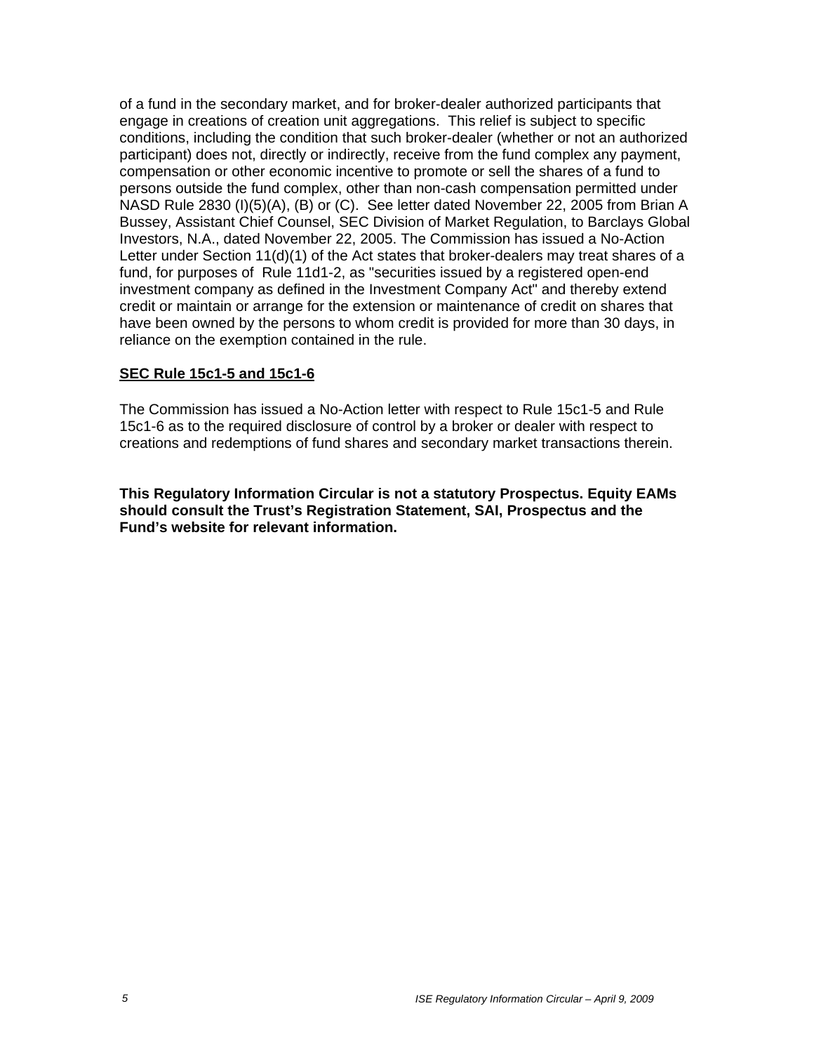of a fund in the secondary market, and for broker-dealer authorized participants that engage in creations of creation unit aggregations. This relief is subject to specific conditions, including the condition that such broker-dealer (whether or not an authorized participant) does not, directly or indirectly, receive from the fund complex any payment, compensation or other economic incentive to promote or sell the shares of a fund to persons outside the fund complex, other than non-cash compensation permitted under NASD Rule 2830 (I)(5)(A), (B) or (C). See letter dated November 22, 2005 from Brian A Bussey, Assistant Chief Counsel, SEC Division of Market Regulation, to Barclays Global Investors, N.A., dated November 22, 2005. The Commission has issued a No-Action Letter under Section 11(d)(1) of the Act states that broker-dealers may treat shares of a fund, for purposes of Rule 11d1-2, as "securities issued by a registered open-end investment company as defined in the Investment Company Act" and thereby extend credit or maintain or arrange for the extension or maintenance of credit on shares that have been owned by the persons to whom credit is provided for more than 30 days, in reliance on the exemption contained in the rule.

**SEC Rule 15c1-5 and 15c1-6**

The Commission has issued a No-Action letter with respect to Rule 15c1-5 and Rule 15c1-6 as to the required disclosure of control by a broker or dealer with respect to creations and redemptions of fund shares and secondary market transactions therein.

**This Regulatory Information Circular is not a statutory Prospectus. Equity EAMs should consult the Trust's Registration Statement, SAI, Prospectus and the Fund's website for relevant information.**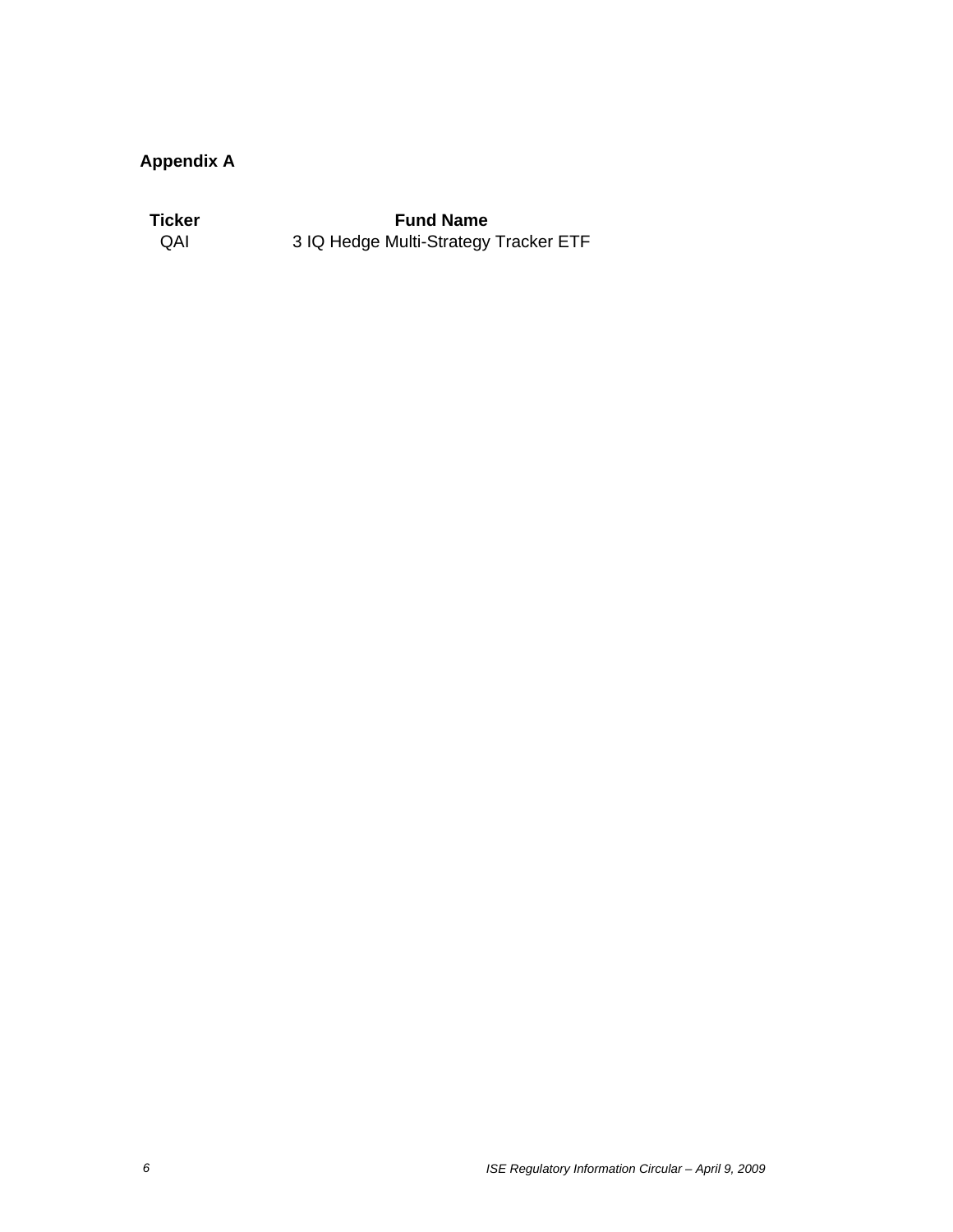**Appendix A**

| Ticker | Fund Name |
|---|---|
| QAI | 3 IQ Hedge Multi-Strategy Tracker ETF |